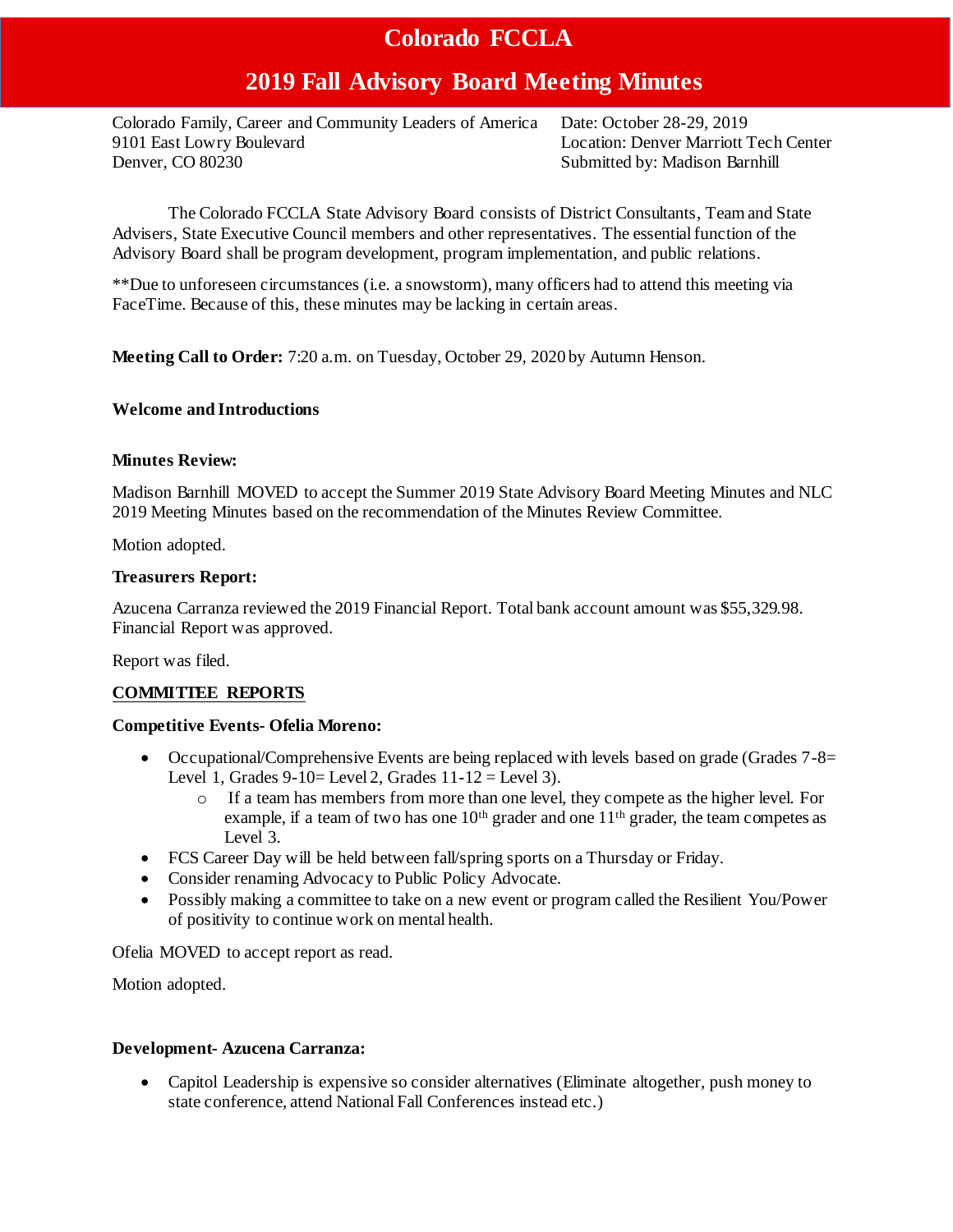# Colorado FCCLA

# 2019 Fall Advisory Board Meeting Minutes

Colorado Family, Career and Community Leaders of America
9101 East Lowry Boulevard
Denver, CO 80230

Date: October 28-29, 2019
Location: Denver Marriott Tech Center
Submitted by: Madison Barnhill

The Colorado FCCLA State Advisory Board consists of District Consultants, Team and State Advisers, State Executive Council members and other representatives. The essential function of the Advisory Board shall be program development, program implementation, and public relations.

**Due to unforeseen circumstances (i.e. a snowstorm), many officers had to attend this meeting via FaceTime. Because of this, these minutes may be lacking in certain areas.

**Meeting Call to Order:** 7:20 a.m. on Tuesday, October 29, 2020 by Autumn Henson.

**Welcome and Introductions**

**Minutes Review:**

Madison Barnhill MOVED to accept the Summer 2019 State Advisory Board Meeting Minutes and NLC 2019 Meeting Minutes based on the recommendation of the Minutes Review Committee.

Motion adopted.

**Treasurers Report:**

Azucena Carranza reviewed the 2019 Financial Report. Total bank account amount was $55,329.98. Financial Report was approved.

Report was filed.

**COMMITTEE REPORTS**

**Competitive Events- Ofelia Moreno:**

- Occupational/Comprehensive Events are being replaced with levels based on grade (Grades 7-8= Level 1, Grades 9-10= Level 2, Grades 11-12 = Level 3).
  - If a team has members from more than one level, they compete as the higher level. For example, if a team of two has one 10th grader and one 11th grader, the team competes as Level 3.
- FCS Career Day will be held between fall/spring sports on a Thursday or Friday.
- Consider renaming Advocacy to Public Policy Advocate.
- Possibly making a committee to take on a new event or program called the Resilient You/Power of positivity to continue work on mental health.

Ofelia MOVED to accept report as read.

Motion adopted.

**Development- Azucena Carranza:**

- Capitol Leadership is expensive so consider alternatives (Eliminate altogether, push money to state conference, attend National Fall Conferences instead etc.)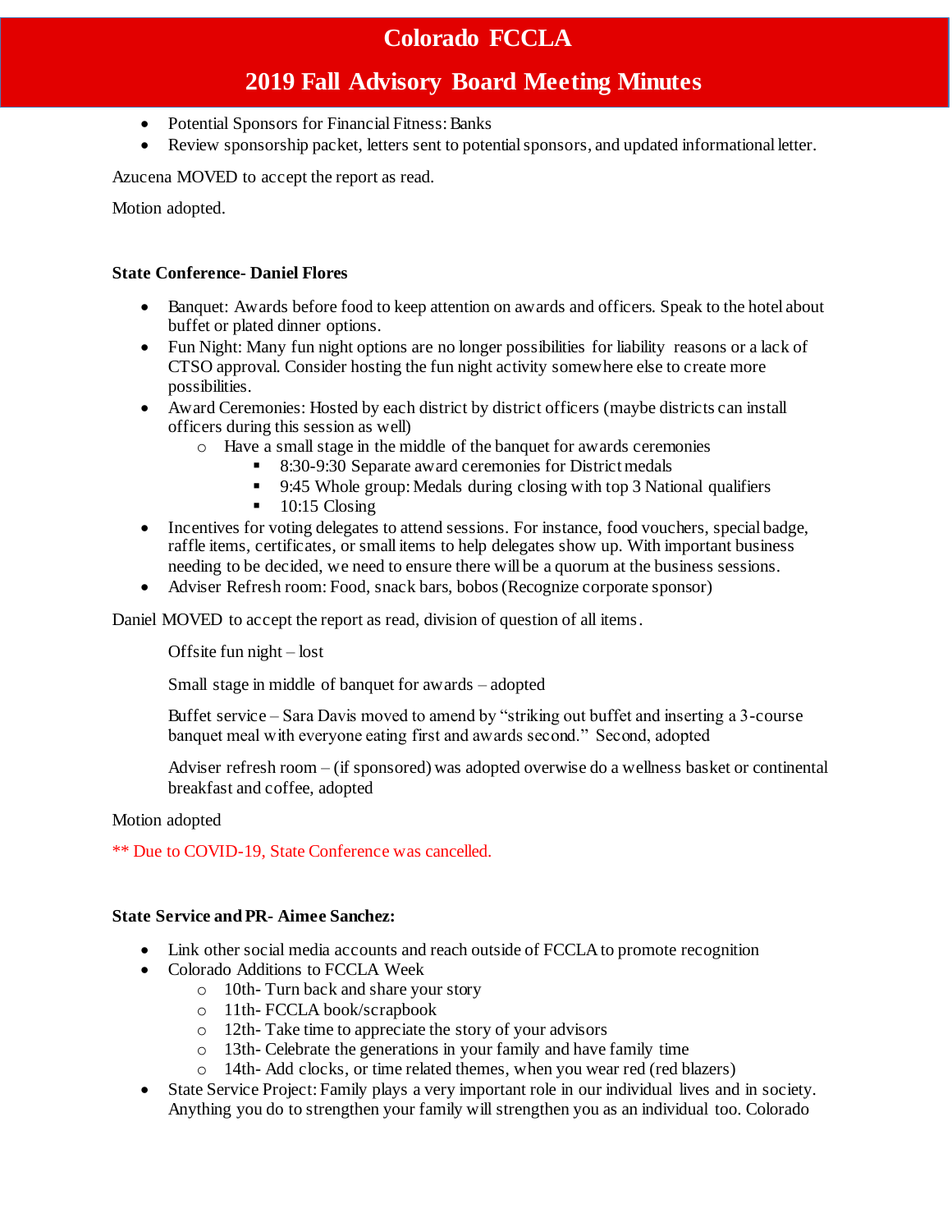- Potential Sponsors for Financial Fitness: Banks
- Review sponsorship packet, letters sent to potential sponsors, and updated informational letter.

Azucena MOVED to accept the report as read.

Motion adopted.

**State Conference- Daniel Flores**

- Banquet: Awards before food to keep attention on awards and officers. Speak to the hotel about buffet or plated dinner options.
- Fun Night: Many fun night options are no longer possibilities for liability reasons or a lack of CTSO approval. Consider hosting the fun night activity somewhere else to create more possibilities.
- Award Ceremonies: Hosted by each district by district officers (maybe districts can install officers during this session as well)
  - Have a small stage in the middle of the banquet for awards ceremonies
    - 8:30-9:30 Separate award ceremonies for District medals
    - 9:45 Whole group: Medals during closing with top 3 National qualifiers
    - 10:15 Closing
- Incentives for voting delegates to attend sessions. For instance, food vouchers, special badge, raffle items, certificates, or small items to help delegates show up. With important business needing to be decided, we need to ensure there will be a quorum at the business sessions.
- Adviser Refresh room: Food, snack bars, bobos (Recognize corporate sponsor)

Daniel MOVED to accept the report as read, division of question of all items.

> Offsite fun night – lost
>
> Small stage in middle of banquet for awards – adopted
>
> Buffet service – Sara Davis moved to amend by "striking out buffet and inserting a 3-course banquet meal with everyone eating first and awards second." Second, adopted
>
> Adviser refresh room – (if sponsored) was adopted overwise do a wellness basket or continental breakfast and coffee, adopted

Motion adopted

** Due to COVID-19, State Conference was cancelled.

**State Service and PR- Aimee Sanchez:**

- Link other social media accounts and reach outside of FCCLA to promote recognition
- Colorado Additions to FCCLA Week
  - 10th- Turn back and share your story
  - 11th- FCCLA book/scrapbook
  - 12th- Take time to appreciate the story of your advisors
  - 13th- Celebrate the generations in your family and have family time
  - 14th- Add clocks, or time related themes, when you wear red (red blazers)
- State Service Project: Family plays a very important role in our individual lives and in society. Anything you do to strengthen your family will strengthen you as an individual too. Colorado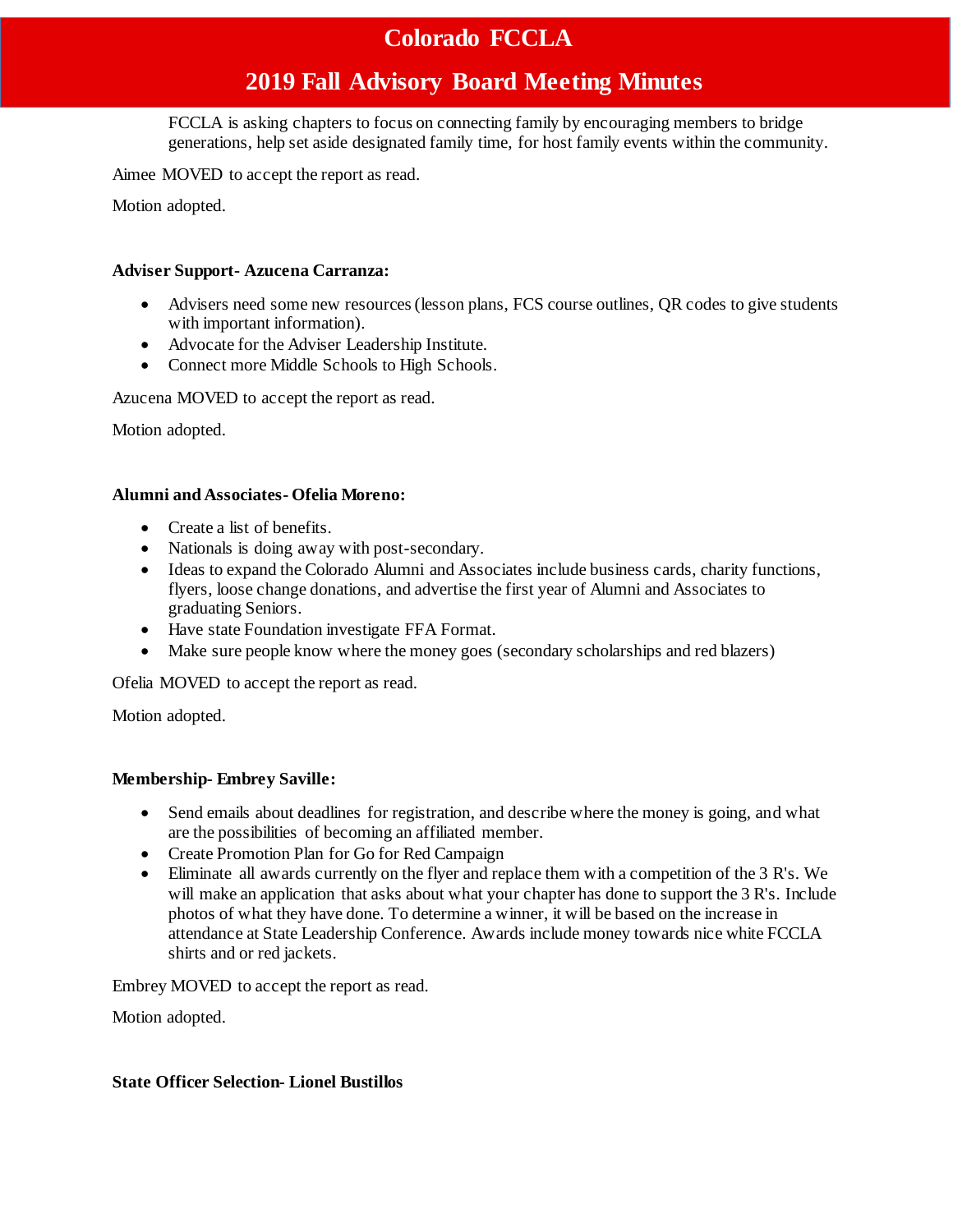FCCLA is asking chapters to focus on connecting family by encouraging members to bridge generations, help set aside designated family time, for host family events within the community.

Aimee MOVED to accept the report as read.

Motion adopted.

**Adviser Support- Azucena Carranza:**

- Advisers need some new resources (lesson plans, FCS course outlines, QR codes to give students with important information).
- Advocate for the Adviser Leadership Institute.
- Connect more Middle Schools to High Schools.

Azucena MOVED to accept the report as read.

Motion adopted.

**Alumni and Associates- Ofelia Moreno:**

- Create a list of benefits.
- Nationals is doing away with post-secondary.
- Ideas to expand the Colorado Alumni and Associates include business cards, charity functions, flyers, loose change donations, and advertise the first year of Alumni and Associates to graduating Seniors.
- Have state Foundation investigate FFA Format.
- Make sure people know where the money goes (secondary scholarships and red blazers)

Ofelia MOVED to accept the report as read.

Motion adopted.

**Membership- Embrey Saville:**

- Send emails about deadlines for registration, and describe where the money is going, and what are the possibilities of becoming an affiliated member.
- Create Promotion Plan for Go for Red Campaign
- Eliminate all awards currently on the flyer and replace them with a competition of the 3 R's. We will make an application that asks about what your chapter has done to support the 3 R's. Include photos of what they have done. To determine a winner, it will be based on the increase in attendance at State Leadership Conference. Awards include money towards nice white FCCLA shirts and or red jackets.

Embrey MOVED to accept the report as read.

Motion adopted.

**State Officer Selection- Lionel Bustillos**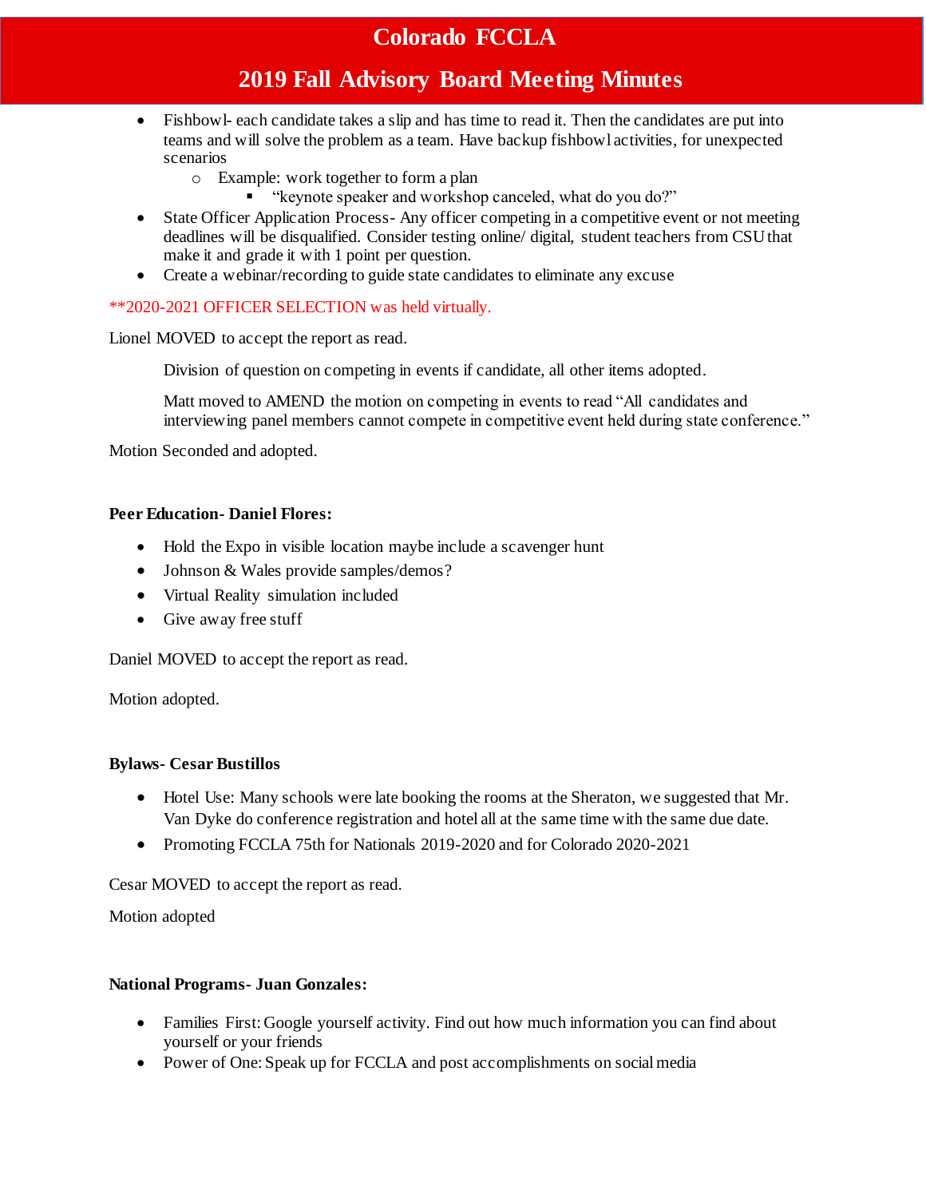- Fishbowl- each candidate takes a slip and has time to read it. Then the candidates are put into teams and will solve the problem as a team. Have backup fishbowl activities, for unexpected scenarios
    - Example: work together to form a plan
        - "keynote speaker and workshop canceled, what do you do?"
- State Officer Application Process- Any officer competing in a competitive event or not meeting deadlines will be disqualified. Consider testing online/ digital, student teachers from CSU that make it and grade it with 1 point per question.
- Create a webinar/recording to guide state candidates to eliminate any excuse

**2020-2021 OFFICER SELECTION was held virtually.

Lionel MOVED to accept the report as read.

> Division of question on competing in events if candidate, all other items adopted.
>
> Matt moved to AMEND the motion on competing in events to read "All candidates and interviewing panel members cannot compete in competitive event held during state conference."

Motion Seconded and adopted.

**Peer Education- Daniel Flores:**

- Hold the Expo in visible location maybe include a scavenger hunt
- Johnson & Wales provide samples/demos?
- Virtual Reality simulation included
- Give away free stuff

Daniel MOVED to accept the report as read.

Motion adopted.

**Bylaws- Cesar Bustillos**

- Hotel Use: Many schools were late booking the rooms at the Sheraton, we suggested that Mr. Van Dyke do conference registration and hotel all at the same time with the same due date.
- Promoting FCCLA 75th for Nationals 2019-2020 and for Colorado 2020-2021

Cesar MOVED to accept the report as read.

Motion adopted

**National Programs- Juan Gonzales:**

- Families First: Google yourself activity. Find out how much information you can find about yourself or your friends
- Power of One: Speak up for FCCLA and post accomplishments on social media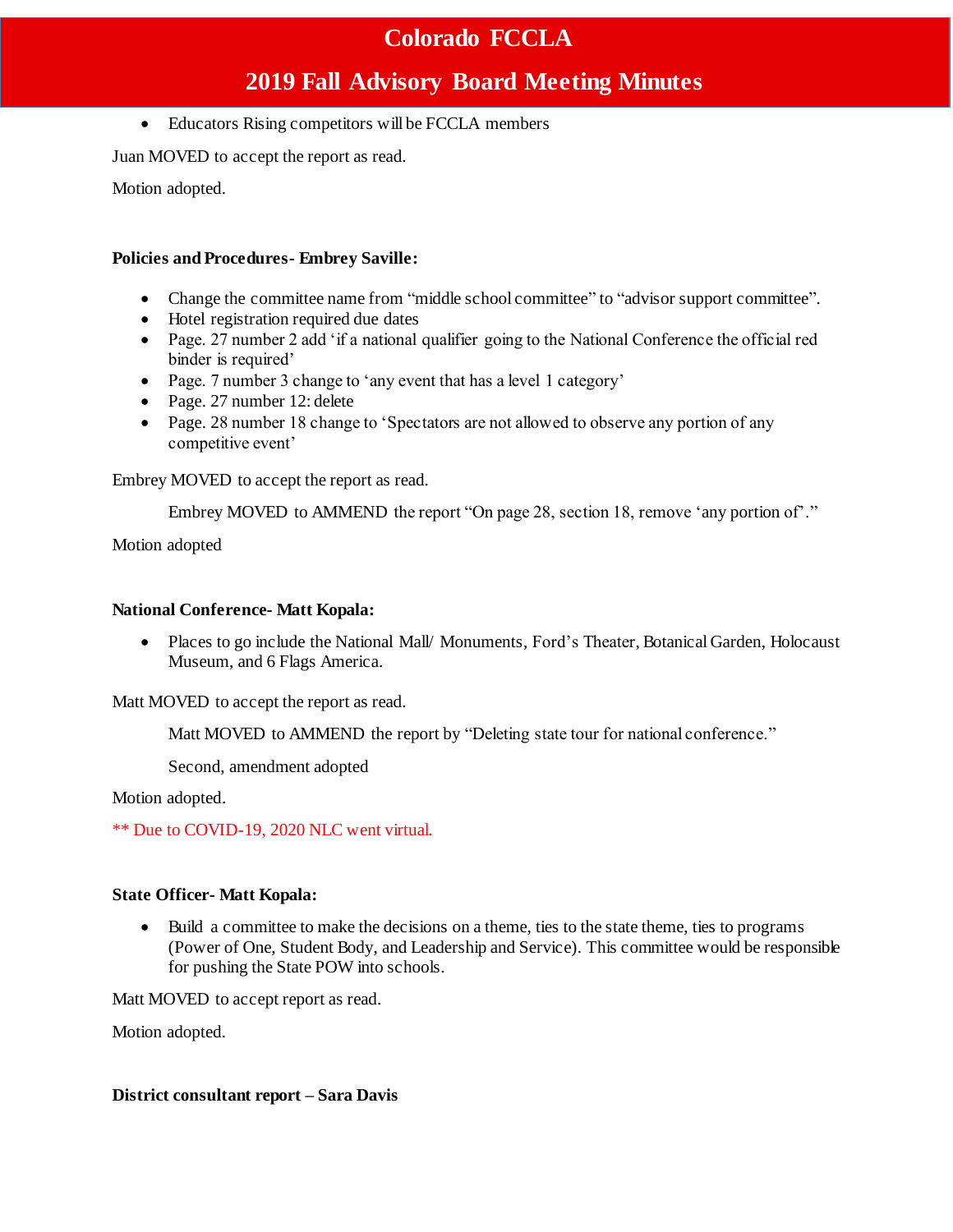- Educators Rising competitors will be FCCLA members

Juan MOVED to accept the report as read.

Motion adopted.

**Policies and Procedures- Embrey Saville:**

- Change the committee name from "middle school committee" to "advisor support committee".
- Hotel registration required due dates
- Page. 27 number 2 add 'if a national qualifier going to the National Conference the official red binder is required'
- Page. 7 number 3 change to 'any event that has a level 1 category'
- Page. 27 number 12: delete
- Page. 28 number 18 change to 'Spectators are not allowed to observe any portion of any competitive event'

Embrey MOVED to accept the report as read.

> Embrey MOVED to AMMEND the report "On page 28, section 18, remove 'any portion of'."

Motion adopted

**National Conference- Matt Kopala:**

- Places to go include the National Mall/ Monuments, Ford's Theater, Botanical Garden, Holocaust Museum, and 6 Flags America.

Matt MOVED to accept the report as read.

> Matt MOVED to AMMEND the report by "Deleting state tour for national conference."
>
> Second, amendment adopted

Motion adopted.

** Due to COVID-19, 2020 NLC went virtual.

**State Officer- Matt Kopala:**

- Build a committee to make the decisions on a theme, ties to the state theme, ties to programs (Power of One, Student Body, and Leadership and Service). This committee would be responsible for pushing the State POW into schools.

Matt MOVED to accept report as read.

Motion adopted.

**District consultant report – Sara Davis**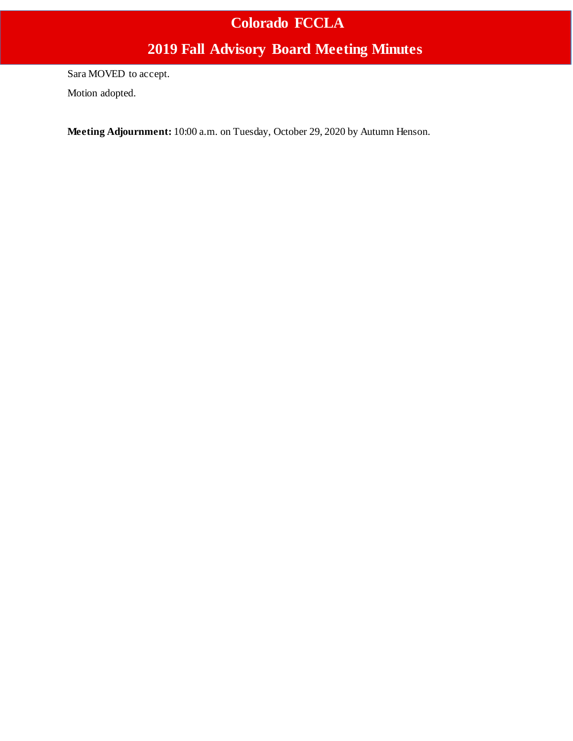Sara MOVED to accept.

Motion adopted.

**Meeting Adjournment:** 10:00 a.m. on Tuesday, October 29, 2020 by Autumn Henson.